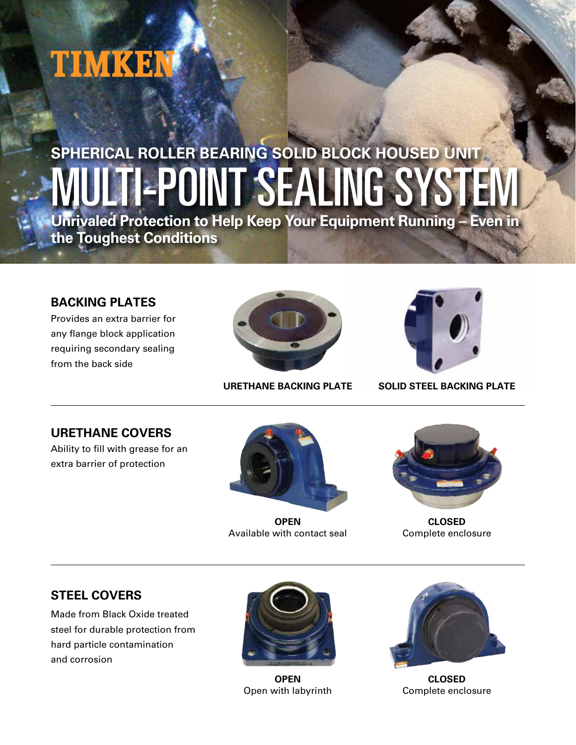TIMKEN

## SPHERICAL ROLLER BEARING SOLID BLOCK HOUSED UNIT

# MULTI-POINT SEALING SYSTEM

**Unrivaled Protection to Help Keep Your Equipment Running – Even in the Toughest Conditions**

### BACKING PLATES

Provides an extra barrier for any flange block application requiring secondary sealing from the back side

**URETHANE BACKING PLATE**

**SOLID STEEL BACKING PLATE**

---

### URETHANE COVERS

Ability to fill with grease for an extra barrier of protection

**OPEN**
Available with contact seal

**CLOSED**
Complete enclosure

---

### STEEL COVERS

Made from Black Oxide treated steel for durable protection from hard particle contamination and corrosion

**OPEN**
Open with labyrinth

**CLOSED**
Complete enclosure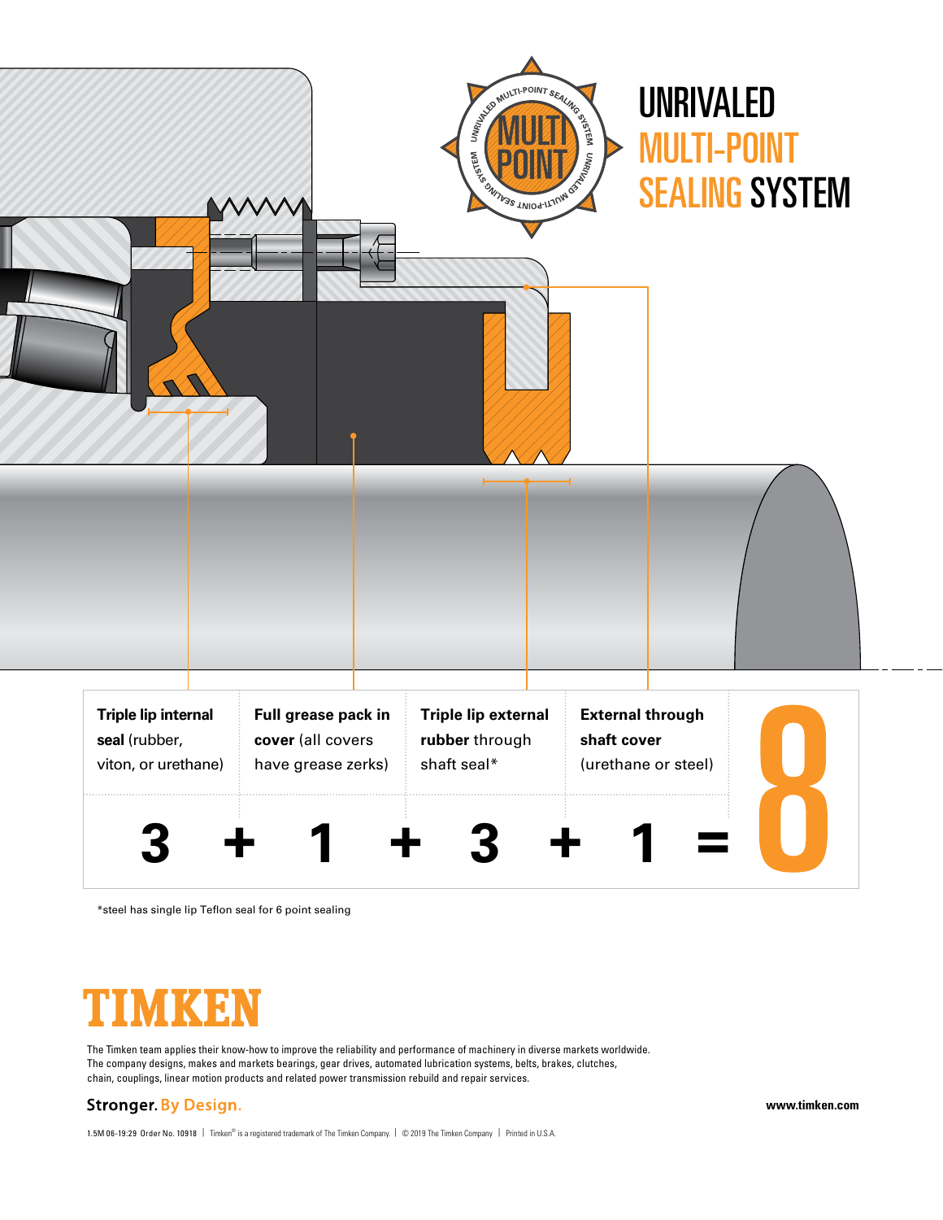# UNRIVALED MULTI-POINT SEALING SYSTEM

| Triple lip internal seal (rubber, viton, or urethane) | Full grease pack in cover (all covers have grease zerks) | Triple lip external rubber through shaft seal* | External through shaft cover (urethane or steel) | |
|---|---|---|---|---|
| 3 + | 1 + | 3 + | 1 = | 8 |

*steel has single lip Teflon seal for 6 point sealing

# TIMKEN

The Timken team applies their know-how to improve the reliability and performance of machinery in diverse markets worldwide. The company designs, makes and markets bearings, gear drives, automated lubrication systems, belts, brakes, clutches, chain, couplings, linear motion products and related power transmission rebuild and repair services.

**Stronger.** By Design.

www.timken.com

1.5M 06-19:29 Order No. 10918 | Timken® is a registered trademark of The Timken Company. | © 2019 The Timken Company | Printed in U.S.A.